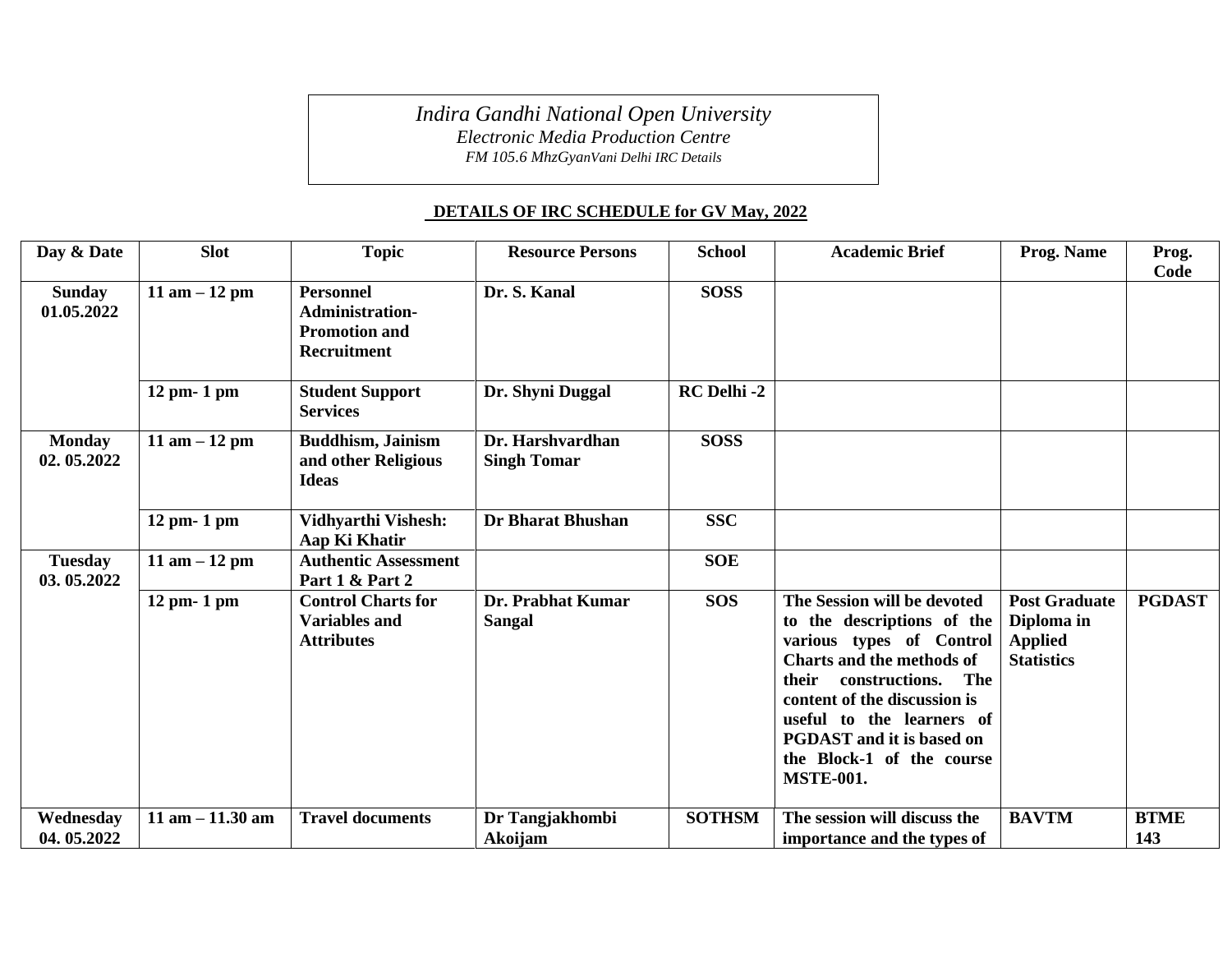*Indira Gandhi National Open University*
*Electronic Media Production Centre*
*FM 105.6 MhzGyanVani Delhi IRC Details*

## DETAILS OF IRC SCHEDULE for GV May, 2022

| Day & Date | Slot | Topic | Resource Persons | School | Academic Brief | Prog. Name | Prog. Code |
|---|---|---|---|---|---|---|---|
| **Sunday 01.05.2022** | **11 am – 12 pm** | **Personnel Administration- Promotion and Recruitment** | **Dr. S. Kanal** | **SOSS** | | | |
| | **12 pm- 1 pm** | **Student Support Services** | **Dr. Shyni Duggal** | **RC Delhi -2** | | | |
| **Monday 02. 05.2022** | **11 am – 12 pm** | **Buddhism, Jainism and other Religious Ideas** | **Dr. Harshvardhan Singh Tomar** | **SOSS** | | | |
| | **12 pm- 1 pm** | **Vidhyarthi Vishesh: Aap Ki Khatir** | **Dr Bharat Bhushan** | **SSC** | | | |
| **Tuesday 03. 05.2022** | **11 am – 12 pm** | **Authentic Assessment Part 1 & Part 2** | | **SOE** | | | |
| | **12 pm- 1 pm** | **Control Charts for Variables and Attributes** | **Dr. Prabhat Kumar Sangal** | **SOS** | **The Session will be devoted to the descriptions of the various types of Control Charts and the methods of their constructions. The content of the discussion is useful to the learners of PGDAST and it is based on the Block-1 of the course MSTE-001.** | **Post Graduate Diploma in Applied Statistics** | **PGDAST** |
| **Wednesday 04. 05.2022** | **11 am – 11.30 am** | **Travel documents** | **Dr Tangjakhombi Akoijam** | **SOTHSM** | **The session will discuss the importance and the types of** | **BAVTM** | **BTME 143** |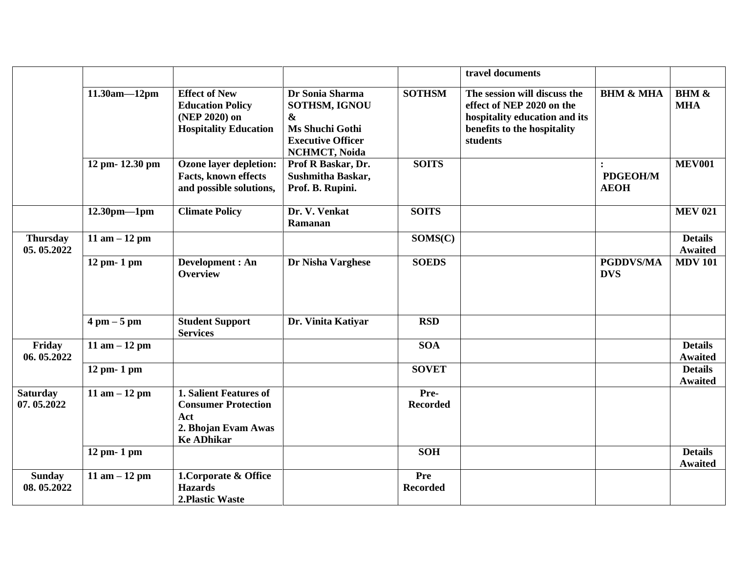| | | | | | travel documents | | |
|---|---|---|---|---|---|---|---|
| | **11.30am—12pm** | **Effect of New Education Policy (NEP 2020) on Hospitality Education** | **Dr Sonia Sharma SOTHSM, IGNOU & Ms Shuchi Gothi Executive Officer NCHMCT, Noida** | **SOTHSM** | **The session will discuss the effect of NEP 2020 on the hospitality education and its benefits to the hospitality students** | **BHM & MHA** | **BHM & MHA** |
| | **12 pm- 12.30 pm** | **Ozone layer depletion: Facts, known effects and possible solutions,** | **Prof R Baskar, Dr. Sushmitha Baskar, Prof. B. Rupini.** | **SOITS** | | **: PDGEOH/MAEOH** | **MEV001** |
| | **12.30pm—1pm** | **Climate Policy** | **Dr. V. Venkat Ramanan** | **SOITS** | | | **MEV 021** |
| **Thursday 05. 05.2022** | **11 am – 12 pm** | | | **SOMS(C)** | | | **Details Awaited** |
| | **12 pm- 1 pm** | **Development : An Overview** | **Dr Nisha Varghese** | **SOEDS** | | **PGDDVS/MADVS** | **MDV 101** |
| | **4 pm – 5 pm** | **Student Support Services** | **Dr. Vinita Katiyar** | **RSD** | | | |
| **Friday 06. 05.2022** | **11 am – 12 pm** | | | **SOA** | | | **Details Awaited** |
| | **12 pm- 1 pm** | | | **SOVET** | | | **Details Awaited** |
| **Saturday 07. 05.2022** | **11 am – 12 pm** | **1. Salient Features of Consumer Protection Act 2. Bhojan Evam Awas Ke ADhikar** | | **Pre-Recorded** | | | |
| | **12 pm- 1 pm** | | | **SOH** | | | **Details Awaited** |
| **Sunday 08. 05.2022** | **11 am – 12 pm** | **1.Corporate & Office Hazards 2.Plastic Waste** | | **Pre Recorded** | | | |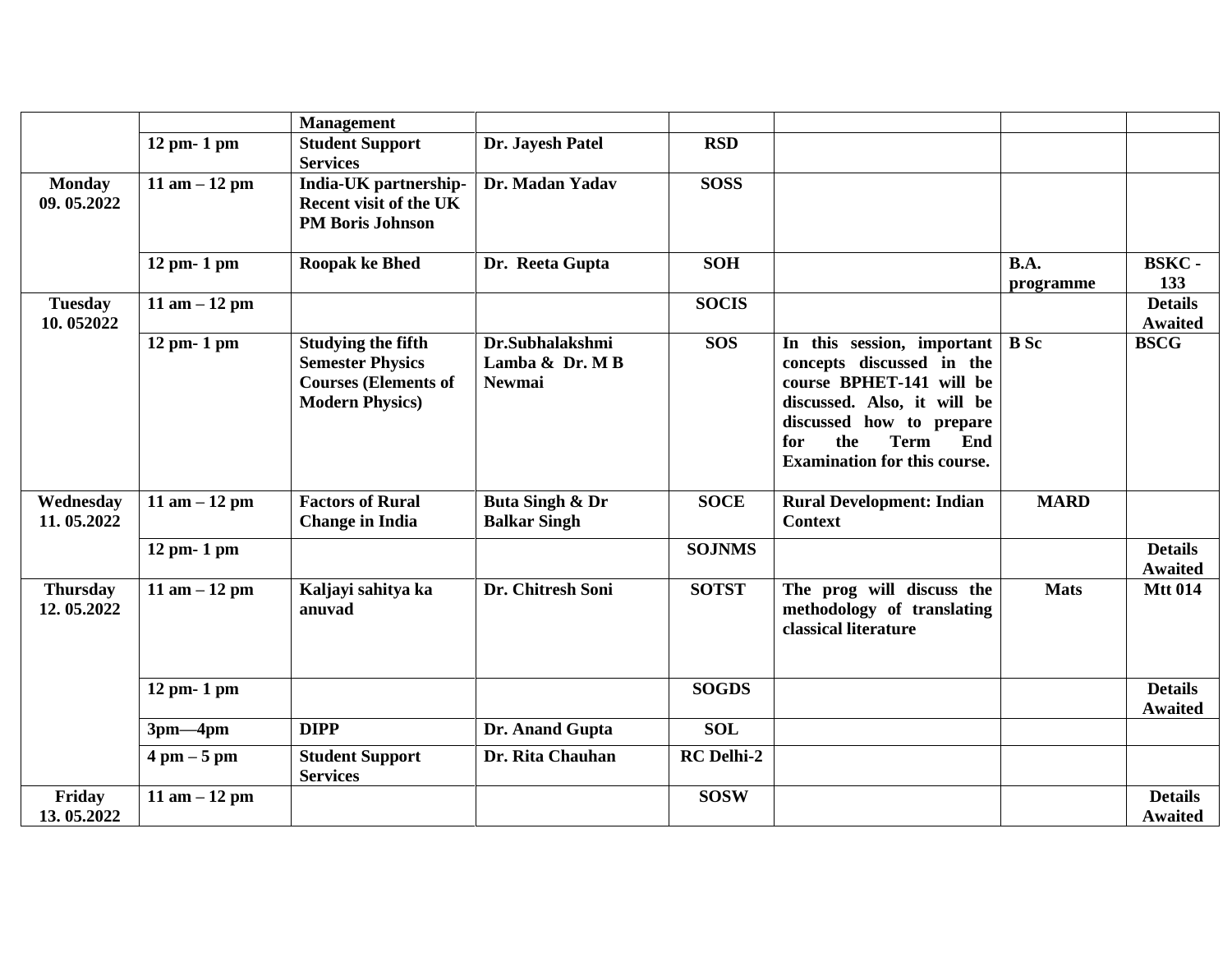| | | | | | | | |
|---|---|---|---|---|---|---|---|
| | | **Management** | | | | | |
| | **12 pm- 1 pm** | **Student Support Services** | **Dr. Jayesh Patel** | **RSD** | | | |
| **Monday 09. 05.2022** | **11 am – 12 pm** | **India-UK partnership- Recent visit of the UK PM Boris Johnson** | **Dr. Madan Yadav** | **SOSS** | | | |
| | **12 pm- 1 pm** | **Roopak ke Bhed** | **Dr. Reeta Gupta** | **SOH** | | **B.A. programme** | **BSKC - 133** |
| **Tuesday 10. 052022** | **11 am – 12 pm** | | | **SOCIS** | | | **Details Awaited** |
| | **12 pm- 1 pm** | **Studying the fifth Semester Physics Courses (Elements of Modern Physics)** | **Dr.Subhalakshmi Lamba & Dr. M B Newmai** | **SOS** | **In this session, important concepts discussed in the course BPHET-141 will be discussed. Also, it will be discussed how to prepare for the Term End Examination for this course.** | **B Sc** | **BSCG** |
| **Wednesday 11. 05.2022** | **11 am – 12 pm** | **Factors of Rural Change in India** | **Buta Singh & Dr Balkar Singh** | **SOCE** | **Rural Development: Indian Context** | **MARD** | |
| | **12 pm- 1 pm** | | | **SOJNMS** | | | **Details Awaited** |
| **Thursday 12. 05.2022** | **11 am – 12 pm** | **Kaljayi sahitya ka anuvad** | **Dr. Chitresh Soni** | **SOTST** | **The prog will discuss the methodology of translating classical literature** | **Mats** | **Mtt 014** |
| | **12 pm- 1 pm** | | | **SOGDS** | | | **Details Awaited** |
| | **3pm—4pm** | **DIPP** | **Dr. Anand Gupta** | **SOL** | | | |
| | **4 pm – 5 pm** | **Student Support Services** | **Dr. Rita Chauhan** | **RC Delhi-2** | | | |
| **Friday 13. 05.2022** | **11 am – 12 pm** | | | **SOSW** | | | **Details Awaited** |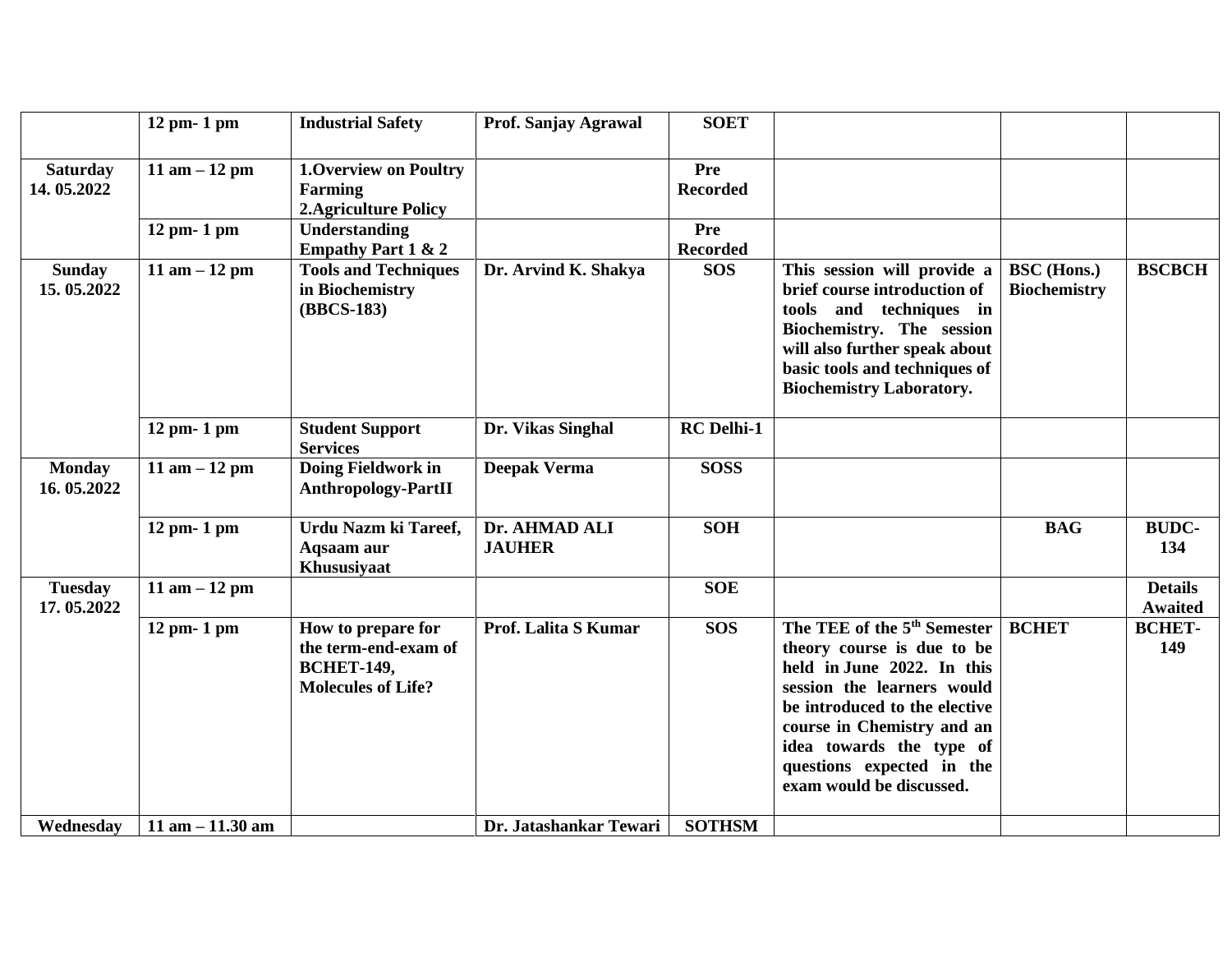| | | | | | | | |
|---|---|---|---|---|---|---|---|
| | 12 pm- 1 pm | Industrial Safety | Prof. Sanjay Agrawal | SOET | | | |
| Saturday 14. 05.2022 | 11 am – 12 pm | 1.Overview on Poultry Farming 2.Agriculture Policy | | Pre Recorded | | | |
| | 12 pm- 1 pm | Understanding Empathy Part 1 & 2 | | Pre Recorded | | | |
| Sunday 15. 05.2022 | 11 am – 12 pm | Tools and Techniques in Biochemistry (BBCS-183) | Dr. Arvind K. Shakya | SOS | This session will provide a brief course introduction of tools and techniques in Biochemistry. The session will also further speak about basic tools and techniques of Biochemistry Laboratory. | BSC (Hons.) Biochemistry | BSCBCH |
| | 12 pm- 1 pm | Student Support Services | Dr. Vikas Singhal | RC Delhi-1 | | | |
| Monday 16. 05.2022 | 11 am – 12 pm | Doing Fieldwork in Anthropology-PartII | Deepak Verma | SOSS | | | |
| | 12 pm- 1 pm | Urdu Nazm ki Tareef, Aqsaam aur Khususiyaat | Dr. AHMAD ALI JAUHER | SOH | | BAG | BUDC-134 |
| Tuesday 17. 05.2022 | 11 am – 12 pm | | | SOE | | | Details Awaited |
| | 12 pm- 1 pm | How to prepare for the term-end-exam of BCHET-149, Molecules of Life? | Prof. Lalita S Kumar | SOS | The TEE of the 5th Semester theory course is due to be held in June 2022. In this session the learners would be introduced to the elective course in Chemistry and an idea towards the type of questions expected in the exam would be discussed. | BCHET | BCHET-149 |
| Wednesday | 11 am – 11.30 am | | Dr. Jatashankar Tewari | SOTHSM | | | |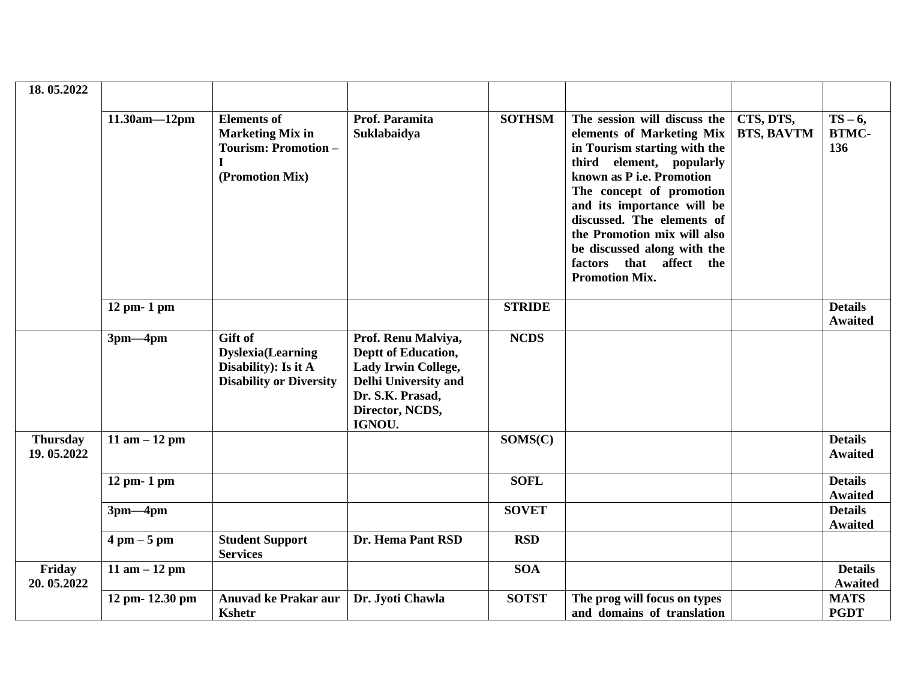| 18. 05.2022 | | | | | | | |
|---|---|---|---|---|---|---|---|
| | 11.30am—12pm | Elements of Marketing Mix in Tourism: Promotion – I (Promotion Mix) | Prof. Paramita Suklabaidya | SOTHSM | The session will discuss the elements of Marketing Mix in Tourism starting with the third element, popularly known as P i.e. Promotion The concept of promotion and its importance will be discussed. The elements of the Promotion mix will also be discussed along with the factors that affect the Promotion Mix. | CTS, DTS, BTS, BAVTM | TS – 6, BTMC-136 |
| | 12 pm- 1 pm | | | STRIDE | | | Details Awaited |
| | 3pm—4pm | Gift of Dyslexia(Learning Disability): Is it A Disability or Diversity | Prof. Renu Malviya, Deptt of Education, Lady Irwin College, Delhi University and Dr. S.K. Prasad, Director, NCDS, IGNOU. | NCDS | | | |
| Thursday 19. 05.2022 | 11 am – 12 pm | | | SOMS(C) | | | Details Awaited |
| | 12 pm- 1 pm | | | SOFL | | | Details Awaited |
| | 3pm—4pm | | | SOVET | | | Details Awaited |
| | 4 pm – 5 pm | Student Support Services | Dr. Hema Pant RSD | RSD | | | |
| Friday 20. 05.2022 | 11 am – 12 pm | | | SOA | | | Details Awaited |
| | 12 pm- 12.30 pm | Anuvad ke Prakar aur Kshetr | Dr. Jyoti Chawla | SOTST | The prog will focus on types and domains of translation | | MATS PGDT |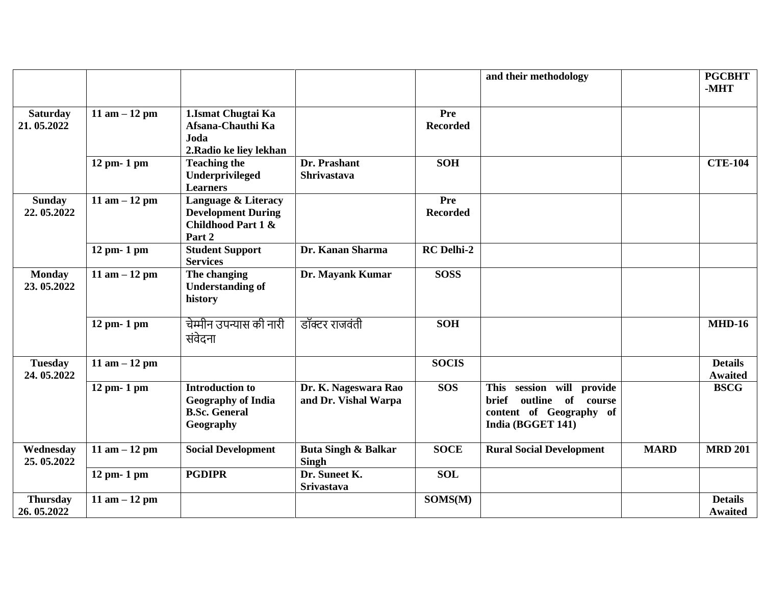| | | | | | and their methodology | | PGCBHT-MHT |
|---|---|---|---|---|---|---|---|
| **Saturday 21. 05.2022** | **11 am – 12 pm** | **1.Ismat Chugtai Ka Afsana-Chauthi Ka Joda 2.Radio ke liey lekhan** | | **Pre Recorded** | | | |
| | **12 pm- 1 pm** | **Teaching the Underprivileged Learners** | **Dr. Prashant Shrivastava** | **SOH** | | | **CTE-104** |
| **Sunday 22. 05.2022** | **11 am – 12 pm** | **Language & Literacy Development During Childhood Part 1 & Part 2** | | **Pre Recorded** | | | |
| | **12 pm- 1 pm** | **Student Support Services** | **Dr. Kanan Sharma** | **RC Delhi-2** | | | |
| **Monday 23. 05.2022** | **11 am – 12 pm** | **The changing Understanding of history** | **Dr. Mayank Kumar** | **SOSS** | | | |
| | **12 pm- 1 pm** | चेम्मीन उपन्यास की नारी संवेदना | डॉक्टर राजवंती | **SOH** | | | **MHD-16** |
| **Tuesday 24. 05.2022** | **11 am – 12 pm** | | | **SOCIS** | | | **Details Awaited** |
| | **12 pm- 1 pm** | **Introduction to Geography of India B.Sc. General Geography** | **Dr. K. Nageswara Rao and Dr. Vishal Warpa** | **SOS** | **This session will provide brief outline of course content of Geography of India (BGGET 141)** | | **BSCG** |
| **Wednesday 25. 05.2022** | **11 am – 12 pm** | **Social Development** | **Buta Singh & Balkar Singh** | **SOCE** | **Rural Social Development** | **MARD** | **MRD 201** |
| | **12 pm- 1 pm** | **PGDIPR** | **Dr. Suneet K. Srivastava** | **SOL** | | | |
| **Thursday 26. 05.2022** | **11 am – 12 pm** | | | **SOMS(M)** | | | **Details Awaited** |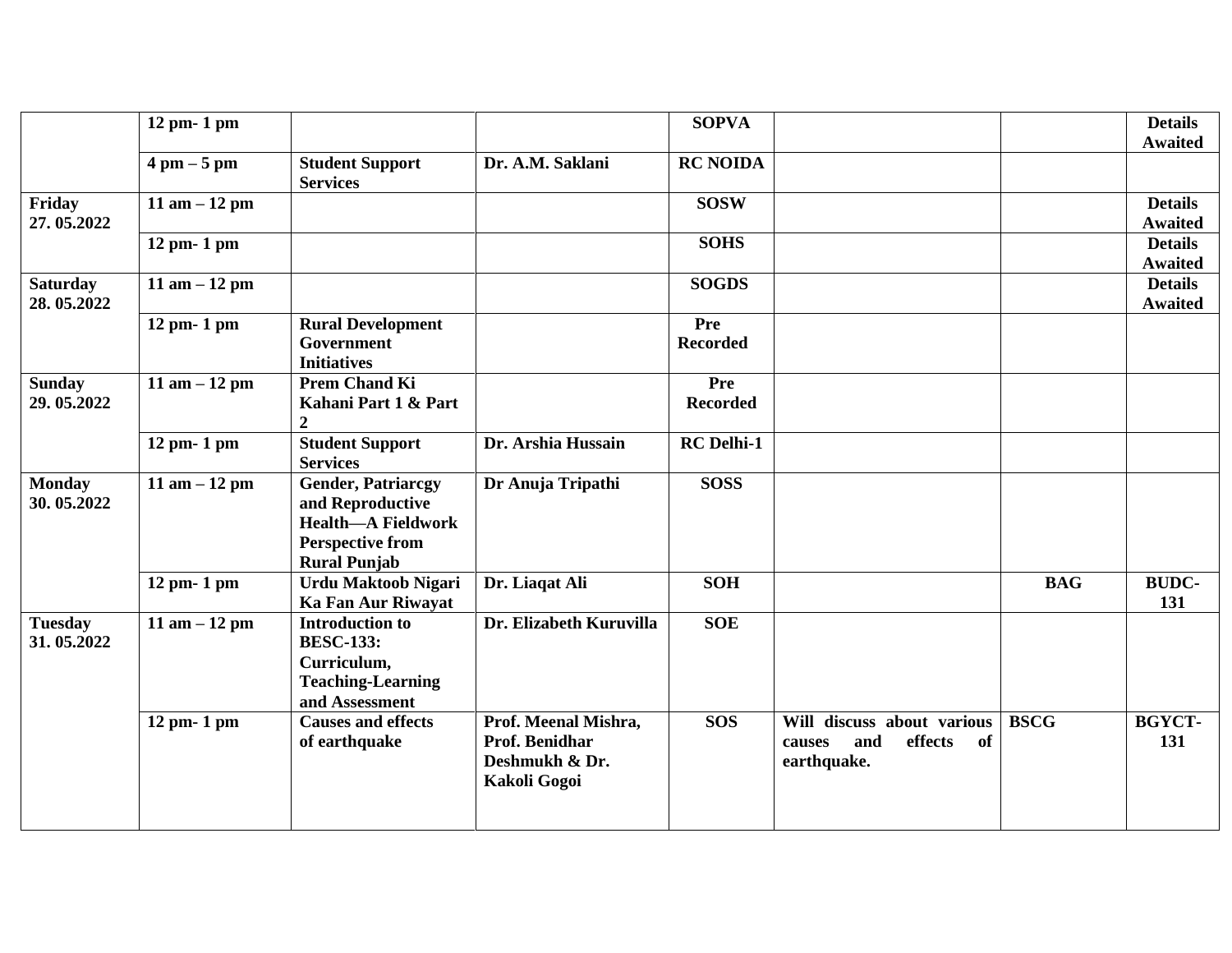| | | | | | | | |
|---|---|---|---|---|---|---|---|
| | **12 pm- 1 pm** | | | **SOPVA** | | | **Details Awaited** |
| | **4 pm – 5 pm** | **Student Support Services** | **Dr. A.M. Saklani** | **RC NOIDA** | | | |
| **Friday 27. 05.2022** | **11 am – 12 pm** | | | **SOSW** | | | **Details Awaited** |
| | **12 pm- 1 pm** | | | **SOHS** | | | **Details Awaited** |
| **Saturday 28. 05.2022** | **11 am – 12 pm** | | | **SOGDS** | | | **Details Awaited** |
| | **12 pm- 1 pm** | **Rural Development Government Initiatives** | | **Pre Recorded** | | | |
| **Sunday 29. 05.2022** | **11 am – 12 pm** | **Prem Chand Ki Kahani Part 1 & Part 2** | | **Pre Recorded** | | | |
| | **12 pm- 1 pm** | **Student Support Services** | **Dr. Arshia Hussain** | **RC Delhi-1** | | | |
| **Monday 30. 05.2022** | **11 am – 12 pm** | **Gender, Patriarcgy and Reproductive Health—A Fieldwork Perspective from Rural Punjab** | **Dr Anuja Tripathi** | **SOSS** | | | |
| | **12 pm- 1 pm** | **Urdu Maktoob Nigari Ka Fan Aur Riwayat** | **Dr. Liaqat Ali** | **SOH** | | **BAG** | **BUDC-131** |
| **Tuesday 31. 05.2022** | **11 am – 12 pm** | **Introduction to BESC-133: Curriculum, Teaching-Learning and Assessment** | **Dr. Elizabeth Kuruvilla** | **SOE** | | | |
| | **12 pm- 1 pm** | **Causes and effects of earthquake** | **Prof. Meenal Mishra, Prof. Benidhar Deshmukh & Dr. Kakoli Gogoi** | **SOS** | **Will discuss about various causes and effects of earthquake.** | **BSCG** | **BGYCT-131** |